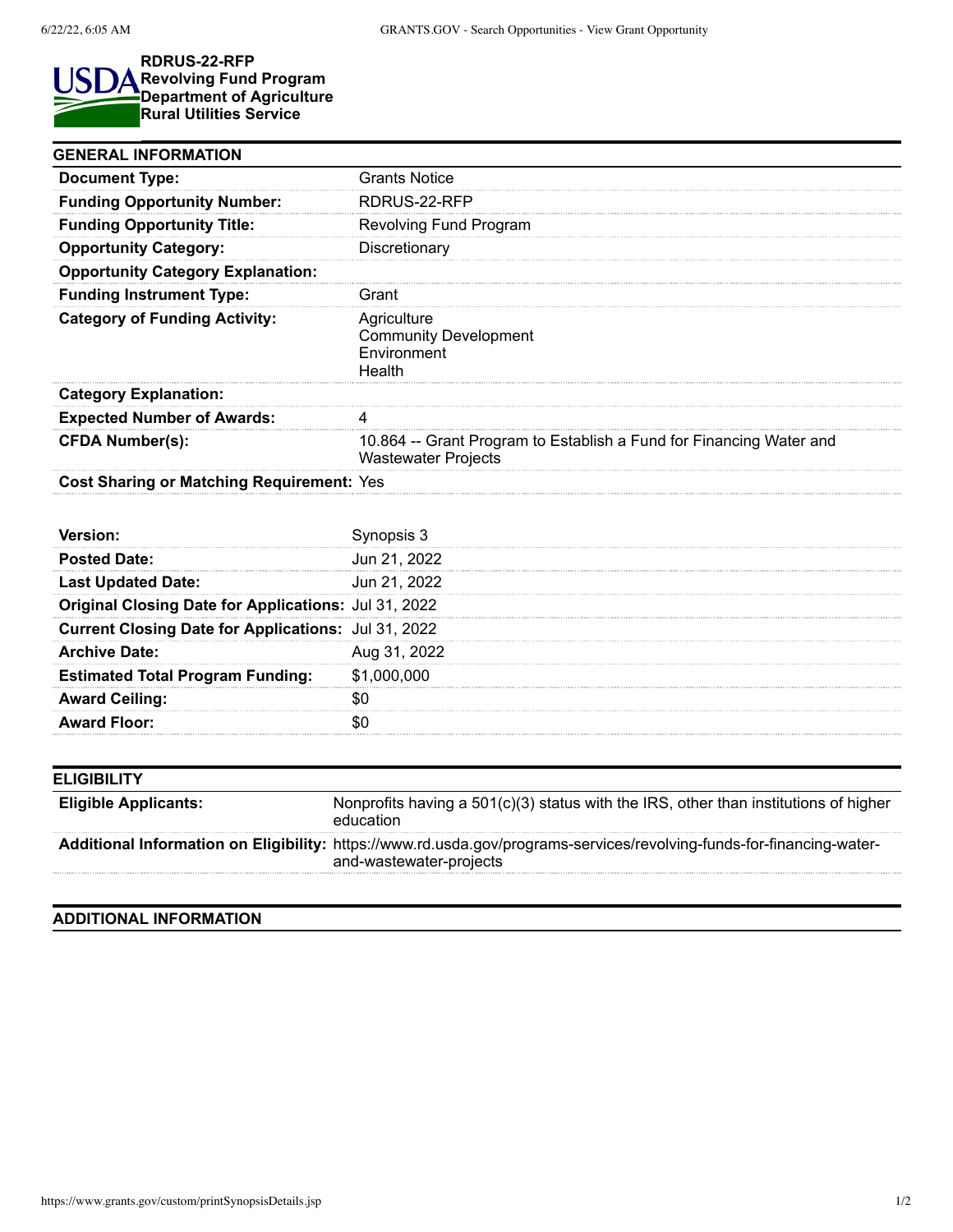**RDRUS-22-RFP**
**Revolving Fund Program**
**Department of Agriculture**
**Rural Utilities Service**

## GENERAL INFORMATION

| | |
|---|---|
| **Document Type:** | Grants Notice |
| **Funding Opportunity Number:** | RDRUS-22-RFP |
| **Funding Opportunity Title:** | Revolving Fund Program |
| **Opportunity Category:** | Discretionary |
| **Opportunity Category Explanation:** | |
| **Funding Instrument Type:** | Grant |
| **Category of Funding Activity:** | Agriculture<br>Community Development<br>Environment<br>Health |
| **Category Explanation:** | |
| **Expected Number of Awards:** | 4 |
| **CFDA Number(s):** | 10.864 -- Grant Program to Establish a Fund for Financing Water and Wastewater Projects |
| **Cost Sharing or Matching Requirement:** | Yes |

| | |
|---|---|
| **Version:** | Synopsis 3 |
| **Posted Date:** | Jun 21, 2022 |
| **Last Updated Date:** | Jun 21, 2022 |
| **Original Closing Date for Applications:** | Jul 31, 2022 |
| **Current Closing Date for Applications:** | Jul 31, 2022 |
| **Archive Date:** | Aug 31, 2022 |
| **Estimated Total Program Funding:** | $1,000,000 |
| **Award Ceiling:** | $0 |
| **Award Floor:** | $0 |

## ELIGIBILITY

| | |
|---|---|
| **Eligible Applicants:** | Nonprofits having a 501(c)(3) status with the IRS, other than institutions of higher education |
| **Additional Information on Eligibility:** | https://www.rd.usda.gov/programs-services/revolving-funds-for-financing-water-and-wastewater-projects |

## ADDITIONAL INFORMATION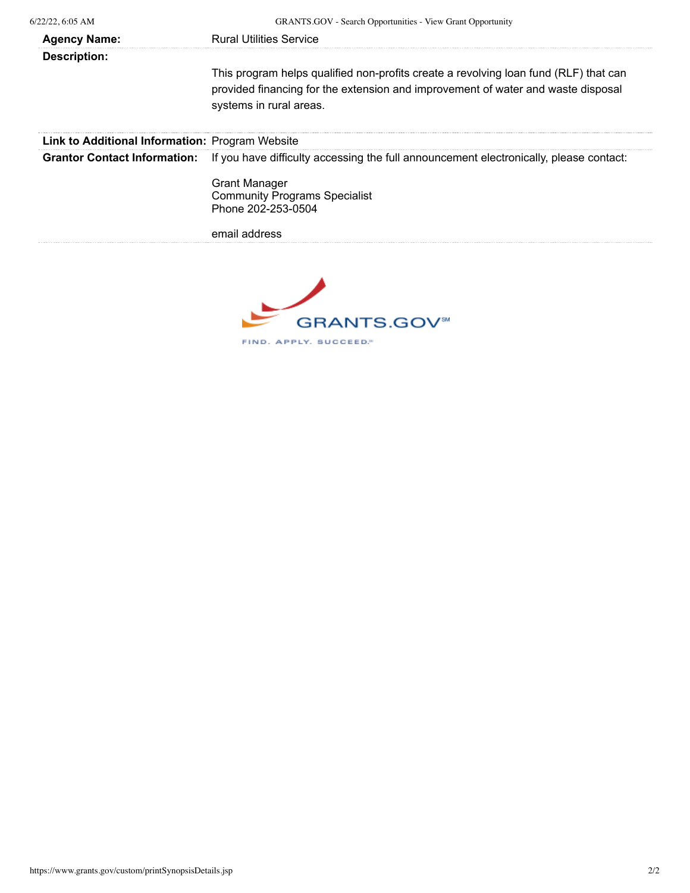| | |
|---|---|
| **Agency Name:** | Rural Utilities Service |
| **Description:** | This program helps qualified non-profits create a revolving loan fund (RLF) that can provided financing for the extension and improvement of water and waste disposal systems in rural areas. |
| **Link to Additional Information:** | Program Website |
| **Grantor Contact Information:** | If you have difficulty accessing the full announcement electronically, please contact:<br><br>Grant Manager<br>Community Programs Specialist<br>Phone 202-253-0504<br><br>email address |

GRANTS.GOV℠

FIND. APPLY. SUCCEED.℠